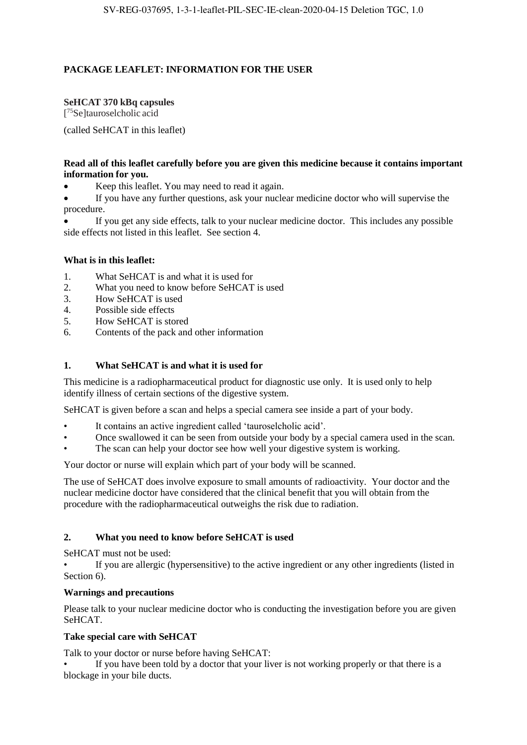**PACKAGE LEAFLET: INFORMATION FOR THE USER**

**SeHCAT 370 kBq capsules**
[$^{75}$Se]tauroselcholic acid

(called SeHCAT in this leaflet)

**Read all of this leaflet carefully before you are given this medicine because it contains important information for you.**

- Keep this leaflet. You may need to read it again.
- If you have any further questions, ask your nuclear medicine doctor who will supervise the procedure.
- If you get any side effects, talk to your nuclear medicine doctor. This includes any possible side effects not listed in this leaflet. See section 4.

**What is in this leaflet:**

1. What SeHCAT is and what it is used for
2. What you need to know before SeHCAT is used
3. How SeHCAT is used
4. Possible side effects
5. How SeHCAT is stored
6. Contents of the pack and other information

## 1. What SeHCAT is and what it is used for

This medicine is a radiopharmaceutical product for diagnostic use only. It is used only to help identify illness of certain sections of the digestive system.

SeHCAT is given before a scan and helps a special camera see inside a part of your body.

- It contains an active ingredient called 'tauroselcholic acid'.
- Once swallowed it can be seen from outside your body by a special camera used in the scan.
- The scan can help your doctor see how well your digestive system is working.

Your doctor or nurse will explain which part of your body will be scanned.

The use of SeHCAT does involve exposure to small amounts of radioactivity. Your doctor and the nuclear medicine doctor have considered that the clinical benefit that you will obtain from the procedure with the radiopharmaceutical outweighs the risk due to radiation.

## 2. What you need to know before SeHCAT is used

SeHCAT must not be used:

- If you are allergic (hypersensitive) to the active ingredient or any other ingredients (listed in Section 6).

**Warnings and precautions**

Please talk to your nuclear medicine doctor who is conducting the investigation before you are given SeHCAT.

**Take special care with SeHCAT**

Talk to your doctor or nurse before having SeHCAT:

- If you have been told by a doctor that your liver is not working properly or that there is a blockage in your bile ducts.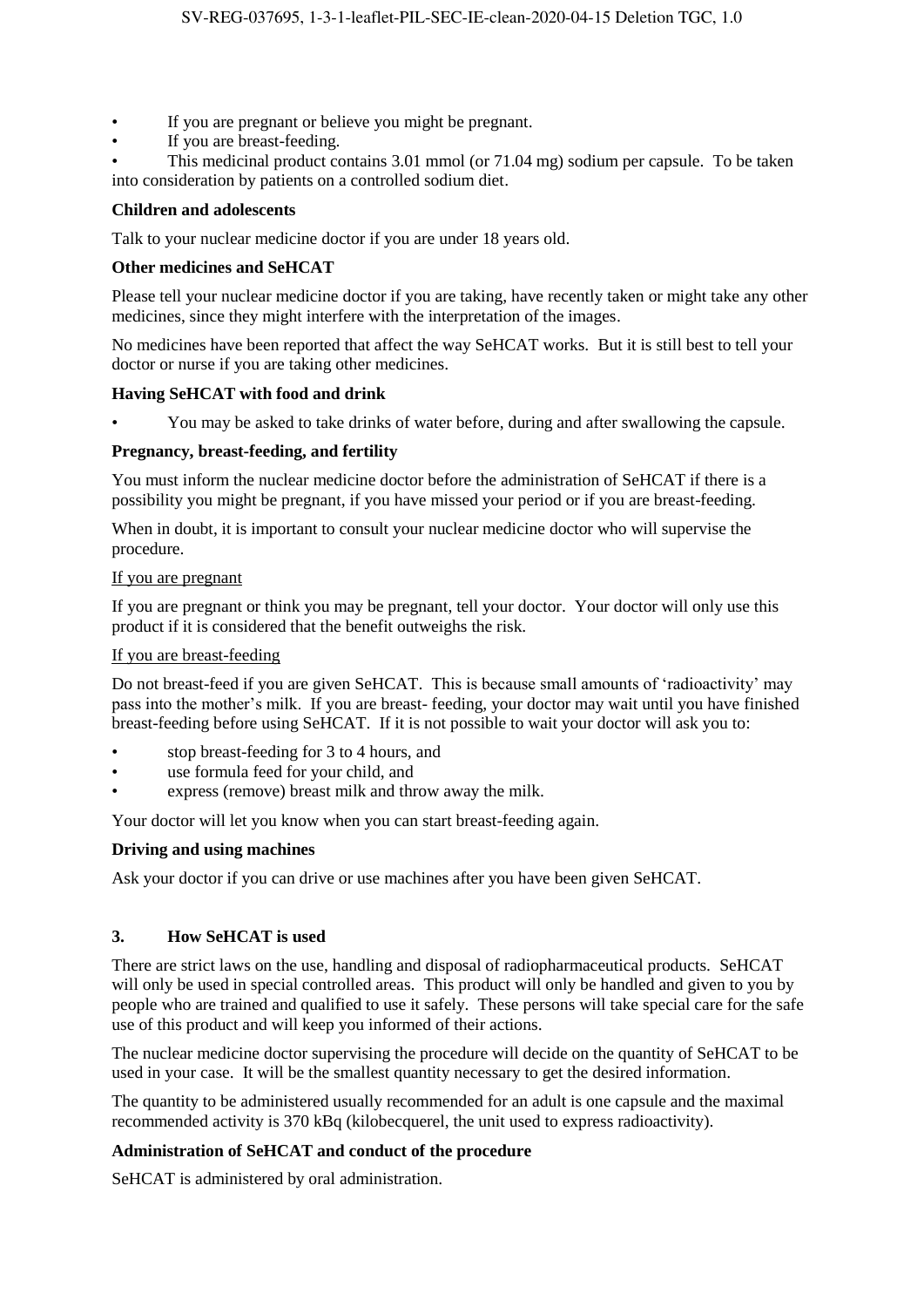- If you are pregnant or believe you might be pregnant.
- If you are breast-feeding.
- This medicinal product contains 3.01 mmol (or 71.04 mg) sodium per capsule. To be taken into consideration by patients on a controlled sodium diet.

**Children and adolescents**

Talk to your nuclear medicine doctor if you are under 18 years old.

**Other medicines and SeHCAT**

Please tell your nuclear medicine doctor if you are taking, have recently taken or might take any other medicines, since they might interfere with the interpretation of the images.

No medicines have been reported that affect the way SeHCAT works. But it is still best to tell your doctor or nurse if you are taking other medicines.

**Having SeHCAT with food and drink**

- You may be asked to take drinks of water before, during and after swallowing the capsule.

**Pregnancy, breast-feeding, and fertility**

You must inform the nuclear medicine doctor before the administration of SeHCAT if there is a possibility you might be pregnant, if you have missed your period or if you are breast-feeding.

When in doubt, it is important to consult your nuclear medicine doctor who will supervise the procedure.

<u>If you are pregnant</u>

If you are pregnant or think you may be pregnant, tell your doctor. Your doctor will only use this product if it is considered that the benefit outweighs the risk.

<u>If you are breast-feeding</u>

Do not breast-feed if you are given SeHCAT. This is because small amounts of 'radioactivity' may pass into the mother's milk. If you are breast- feeding, your doctor may wait until you have finished breast-feeding before using SeHCAT. If it is not possible to wait your doctor will ask you to:

- stop breast-feeding for 3 to 4 hours, and
- use formula feed for your child, and
- express (remove) breast milk and throw away the milk.

Your doctor will let you know when you can start breast-feeding again.

**Driving and using machines**

Ask your doctor if you can drive or use machines after you have been given SeHCAT.

## 3. How SeHCAT is used

There are strict laws on the use, handling and disposal of radiopharmaceutical products. SeHCAT will only be used in special controlled areas. This product will only be handled and given to you by people who are trained and qualified to use it safely. These persons will take special care for the safe use of this product and will keep you informed of their actions.

The nuclear medicine doctor supervising the procedure will decide on the quantity of SeHCAT to be used in your case. It will be the smallest quantity necessary to get the desired information.

The quantity to be administered usually recommended for an adult is one capsule and the maximal recommended activity is 370 kBq (kilobecquerel, the unit used to express radioactivity).

**Administration of SeHCAT and conduct of the procedure**

SeHCAT is administered by oral administration.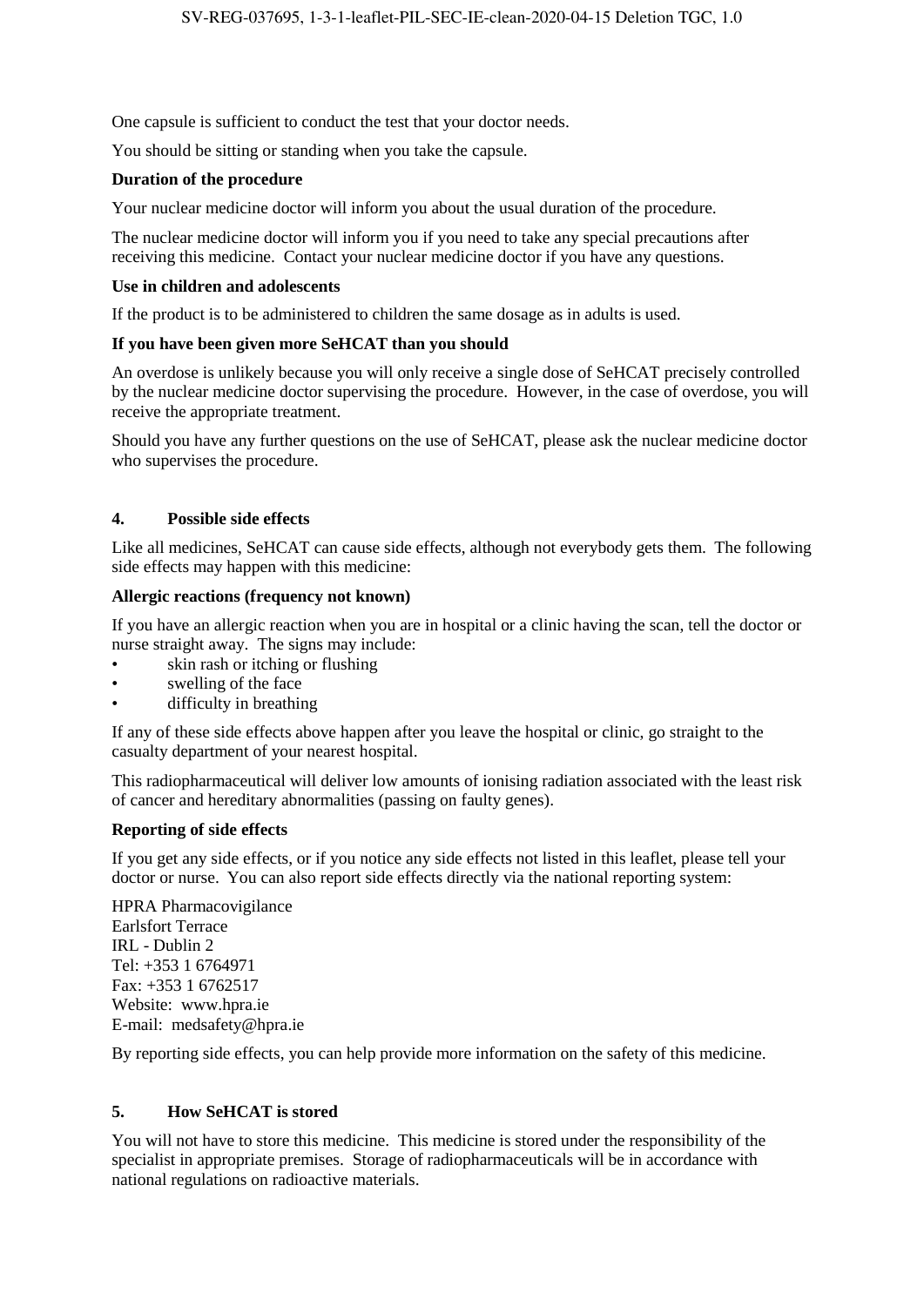One capsule is sufficient to conduct the test that your doctor needs.

You should be sitting or standing when you take the capsule.

**Duration of the procedure**

Your nuclear medicine doctor will inform you about the usual duration of the procedure.

The nuclear medicine doctor will inform you if you need to take any special precautions after receiving this medicine. Contact your nuclear medicine doctor if you have any questions.

**Use in children and adolescents**

If the product is to be administered to children the same dosage as in adults is used.

**If you have been given more SeHCAT than you should**

An overdose is unlikely because you will only receive a single dose of SeHCAT precisely controlled by the nuclear medicine doctor supervising the procedure. However, in the case of overdose, you will receive the appropriate treatment.

Should you have any further questions on the use of SeHCAT, please ask the nuclear medicine doctor who supervises the procedure.

## 4. Possible side effects

Like all medicines, SeHCAT can cause side effects, although not everybody gets them. The following side effects may happen with this medicine:

**Allergic reactions (frequency not known)**

If you have an allergic reaction when you are in hospital or a clinic having the scan, tell the doctor or nurse straight away. The signs may include:

- skin rash or itching or flushing
- swelling of the face
- difficulty in breathing

If any of these side effects above happen after you leave the hospital or clinic, go straight to the casualty department of your nearest hospital.

This radiopharmaceutical will deliver low amounts of ionising radiation associated with the least risk of cancer and hereditary abnormalities (passing on faulty genes).

**Reporting of side effects**

If you get any side effects, or if you notice any side effects not listed in this leaflet, please tell your doctor or nurse. You can also report side effects directly via the national reporting system:

HPRA Pharmacovigilance
Earlsfort Terrace
IRL - Dublin 2
Tel: +353 1 6764971
Fax: +353 1 6762517
Website: www.hpra.ie
E-mail: medsafety@hpra.ie

By reporting side effects, you can help provide more information on the safety of this medicine.

## 5. How SeHCAT is stored

You will not have to store this medicine. This medicine is stored under the responsibility of the specialist in appropriate premises. Storage of radiopharmaceuticals will be in accordance with national regulations on radioactive materials.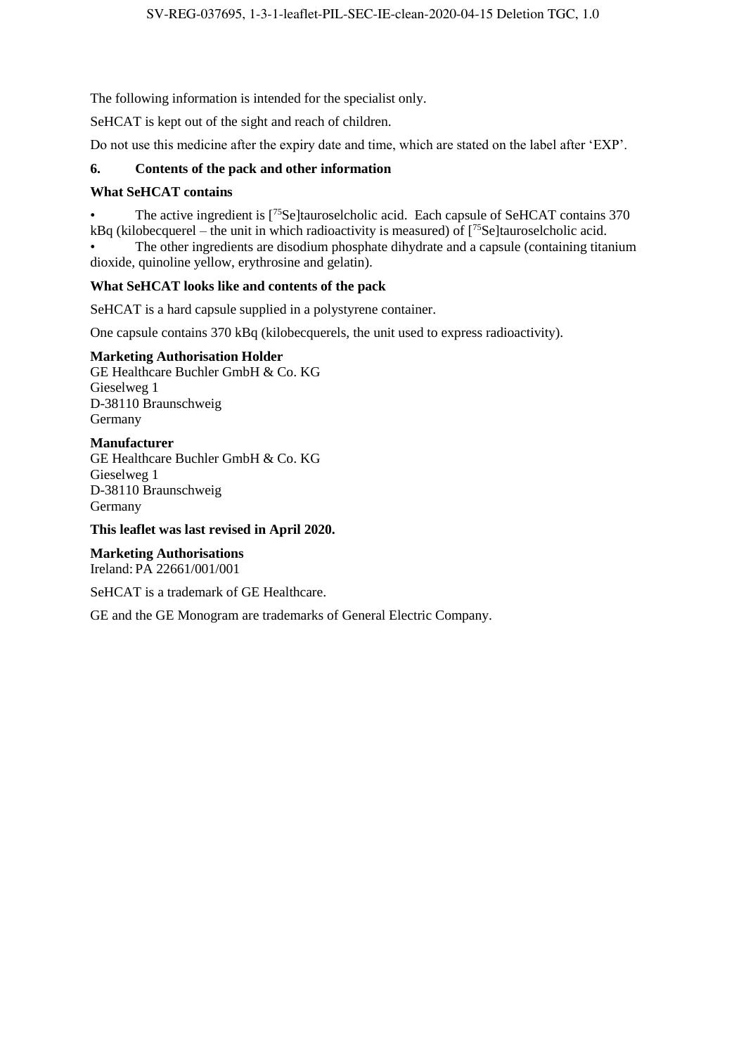The following information is intended for the specialist only.

SeHCAT is kept out of the sight and reach of children.

Do not use this medicine after the expiry date and time, which are stated on the label after 'EXP'.

## 6. Contents of the pack and other information

**What SeHCAT contains**

- The active ingredient is [$^{75}$Se]tauroselcholic acid. Each capsule of SeHCAT contains 370 kBq (kilobecquerel – the unit in which radioactivity is measured) of [$^{75}$Se]tauroselcholic acid.
- The other ingredients are disodium phosphate dihydrate and a capsule (containing titanium dioxide, quinoline yellow, erythrosine and gelatin).

**What SeHCAT looks like and contents of the pack**

SeHCAT is a hard capsule supplied in a polystyrene container.

One capsule contains 370 kBq (kilobecquerels, the unit used to express radioactivity).

**Marketing Authorisation Holder**
GE Healthcare Buchler GmbH & Co. KG
Gieselweg 1
D-38110 Braunschweig
Germany

**Manufacturer**
GE Healthcare Buchler GmbH & Co. KG
Gieselweg 1
D-38110 Braunschweig
Germany

**This leaflet was last revised in April 2020.**

**Marketing Authorisations**
Ireland: PA 22661/001/001

SeHCAT is a trademark of GE Healthcare.

GE and the GE Monogram are trademarks of General Electric Company.